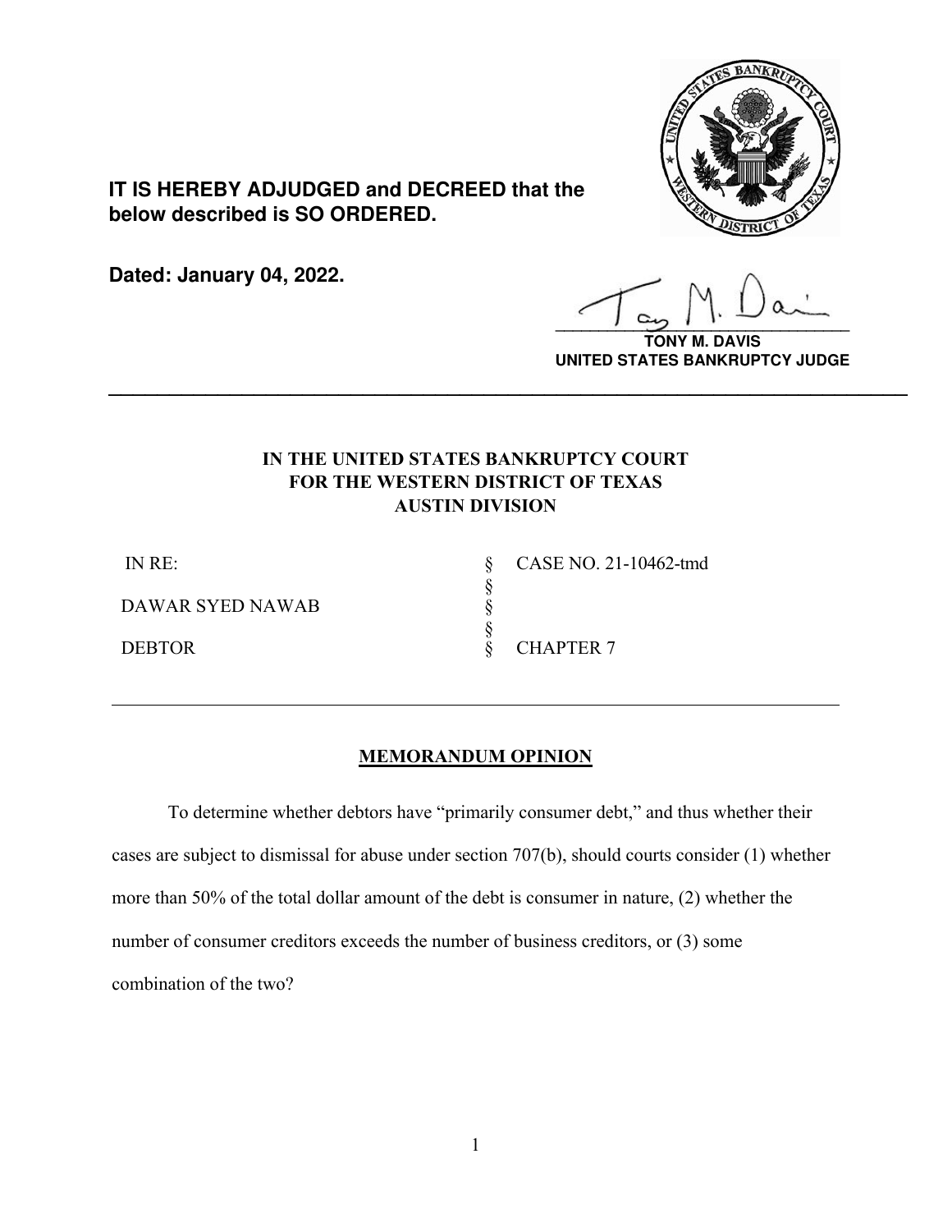**IT IS HEREBY ADJUDGED and DECREED that the below described is SO ORDERED.**

**Dated: January 04, 2022.**

**TONY M. DAVIS**
**UNITED STATES BANKRUPTCY JUDGE**

---

**IN THE UNITED STATES BANKRUPTCY COURT**
**FOR THE WESTERN DISTRICT OF TEXAS**
**AUSTIN DIVISION**

| | | |
|---|---|---|
| IN RE: | § | CASE NO. 21-10462-tmd |
| | § | |
| DAWAR SYED NAWAB | § | |
| | § | |
| DEBTOR | § | CHAPTER 7 |

---

## MEMORANDUM OPINION

To determine whether debtors have "primarily consumer debt," and thus whether their cases are subject to dismissal for abuse under section 707(b), should courts consider (1) whether more than 50% of the total dollar amount of the debt is consumer in nature, (2) whether the number of consumer creditors exceeds the number of business creditors, or (3) some combination of the two?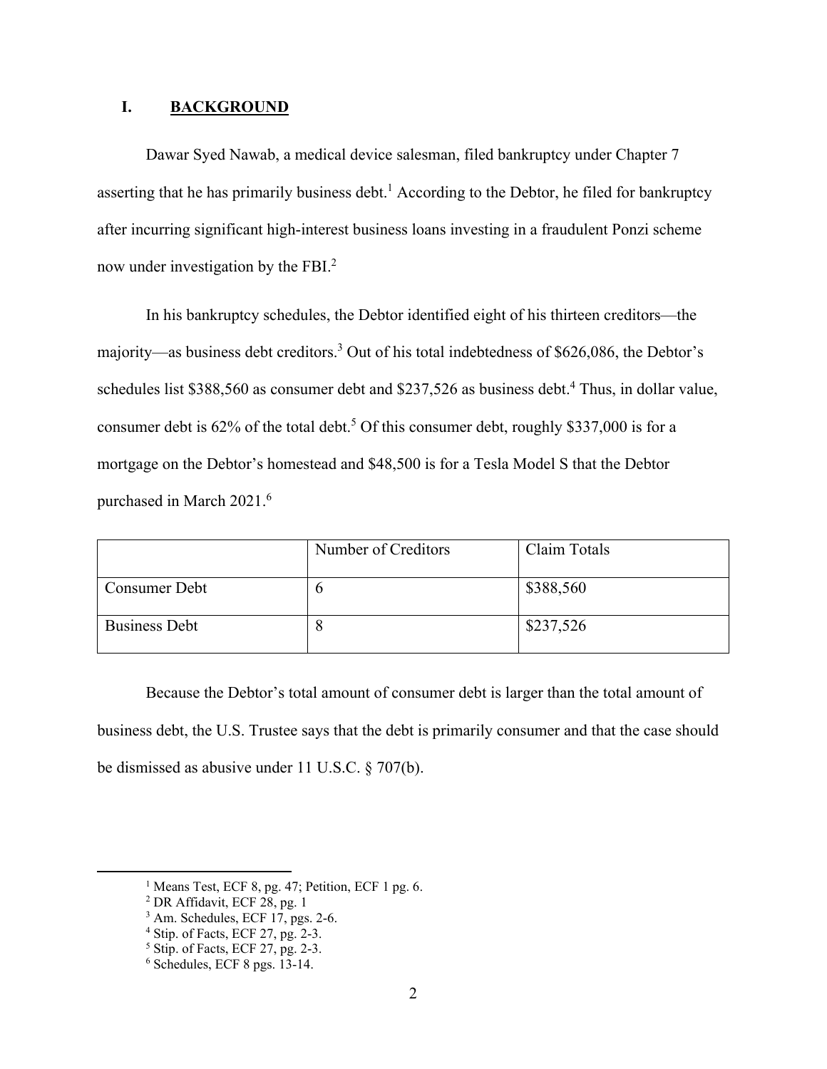## I. BACKGROUND

Dawar Syed Nawab, a medical device salesman, filed bankruptcy under Chapter 7 asserting that he has primarily business debt.[1] According to the Debtor, he filed for bankruptcy after incurring significant high-interest business loans investing in a fraudulent Ponzi scheme now under investigation by the FBI.[2]

In his bankruptcy schedules, the Debtor identified eight of his thirteen creditors—the majority—as business debt creditors.[3] Out of his total indebtedness of $626,086, the Debtor's schedules list $388,560 as consumer debt and $237,526 as business debt.[4] Thus, in dollar value, consumer debt is 62% of the total debt.[5] Of this consumer debt, roughly $337,000 is for a mortgage on the Debtor's homestead and $48,500 is for a Tesla Model S that the Debtor purchased in March 2021.[6]

| | Number of Creditors | Claim Totals |
|---|---|---|
| Consumer Debt | 6 | $388,560 |
| Business Debt | 8 | $237,526 |

Because the Debtor's total amount of consumer debt is larger than the total amount of business debt, the U.S. Trustee says that the debt is primarily consumer and that the case should be dismissed as abusive under 11 U.S.C. § 707(b).

---

[1] Means Test, ECF 8, pg. 47; Petition, ECF 1 pg. 6.

[2] DR Affidavit, ECF 28, pg. 1

[3] Am. Schedules, ECF 17, pgs. 2-6.

[4] Stip. of Facts, ECF 27, pg. 2-3.

[5] Stip. of Facts, ECF 27, pg. 2-3.

[6] Schedules, ECF 8 pgs. 13-14.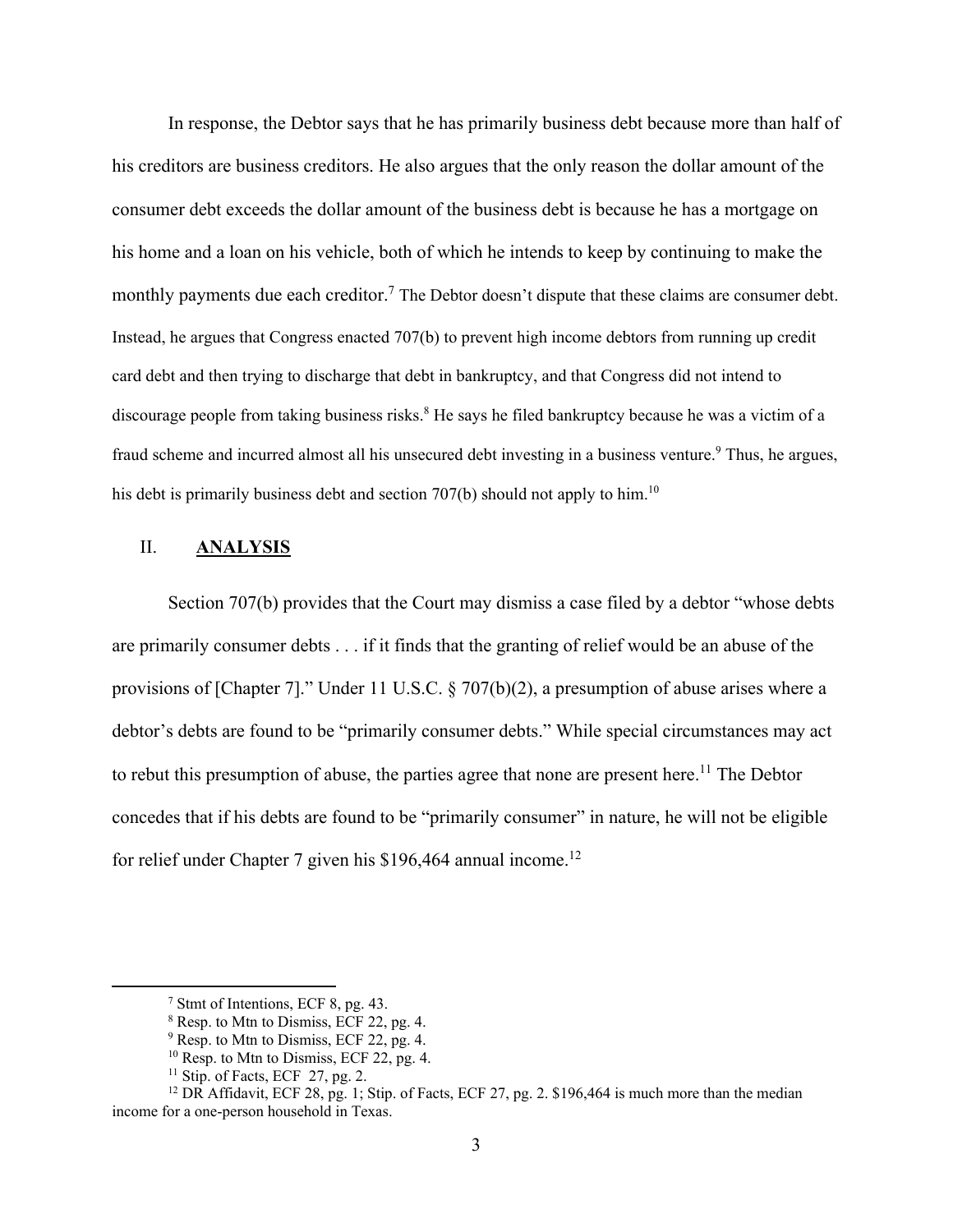In response, the Debtor says that he has primarily business debt because more than half of his creditors are business creditors. He also argues that the only reason the dollar amount of the consumer debt exceeds the dollar amount of the business debt is because he has a mortgage on his home and a loan on his vehicle, both of which he intends to keep by continuing to make the monthly payments due each creditor.[7] The Debtor doesn't dispute that these claims are consumer debt. Instead, he argues that Congress enacted 707(b) to prevent high income debtors from running up credit card debt and then trying to discharge that debt in bankruptcy, and that Congress did not intend to discourage people from taking business risks.[8] He says he filed bankruptcy because he was a victim of a fraud scheme and incurred almost all his unsecured debt investing in a business venture.[9] Thus, he argues, his debt is primarily business debt and section 707(b) should not apply to him.[10]

## II. **ANALYSIS**

Section 707(b) provides that the Court may dismiss a case filed by a debtor "whose debts are primarily consumer debts . . . if it finds that the granting of relief would be an abuse of the provisions of [Chapter 7]." Under 11 U.S.C. § 707(b)(2), a presumption of abuse arises where a debtor's debts are found to be "primarily consumer debts." While special circumstances may act to rebut this presumption of abuse, the parties agree that none are present here.[11] The Debtor concedes that if his debts are found to be "primarily consumer" in nature, he will not be eligible for relief under Chapter 7 given his $196,464 annual income.[12]

---

[7] Stmt of Intentions, ECF 8, pg. 43.

[8] Resp. to Mtn to Dismiss, ECF 22, pg. 4.

[9] Resp. to Mtn to Dismiss, ECF 22, pg. 4.

[10] Resp. to Mtn to Dismiss, ECF 22, pg. 4.

[11] Stip. of Facts, ECF 27, pg. 2.

[12] DR Affidavit, ECF 28, pg. 1; Stip. of Facts, ECF 27, pg. 2. $196,464 is much more than the median income for a one-person household in Texas.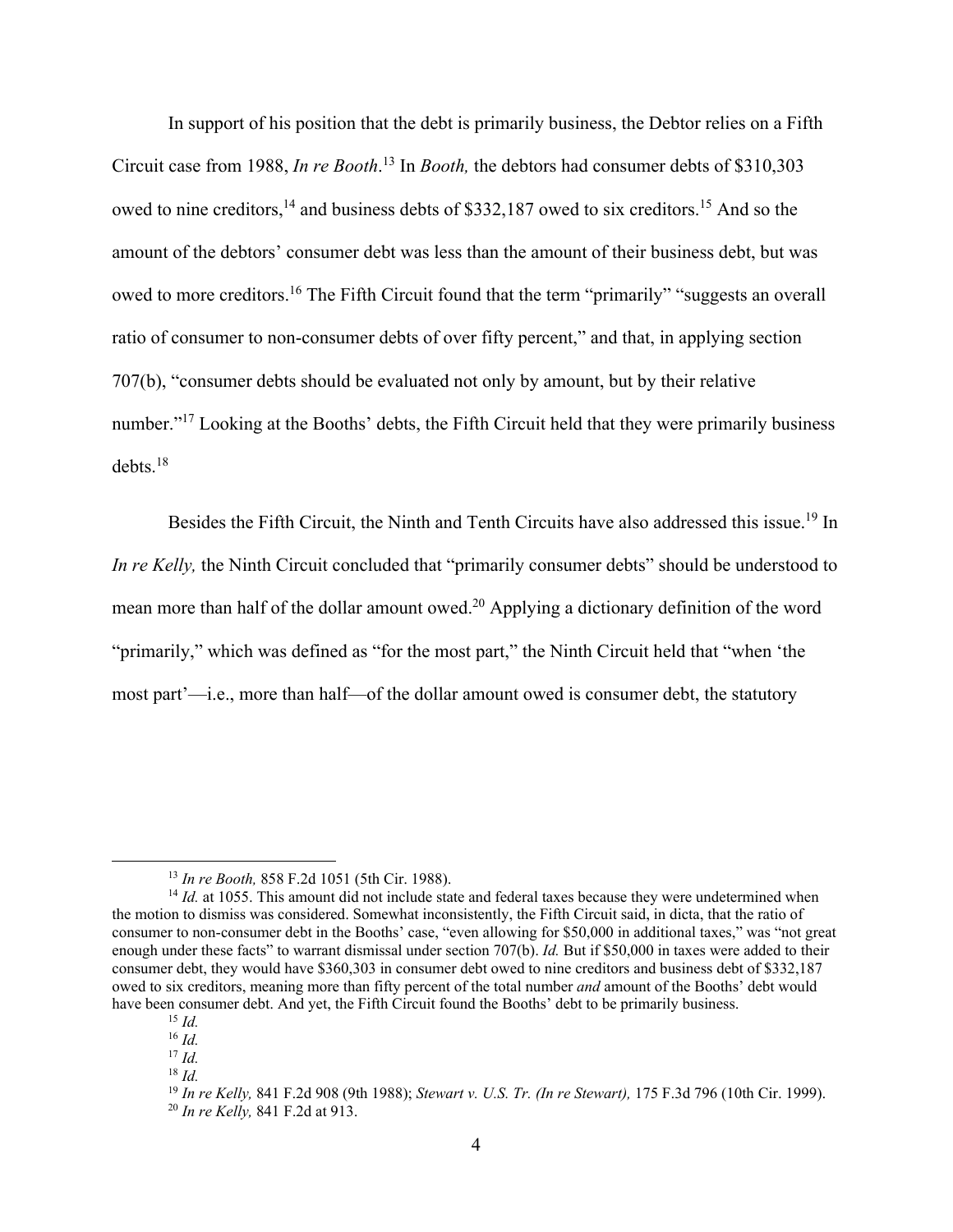In support of his position that the debt is primarily business, the Debtor relies on a Fifth Circuit case from 1988, *In re Booth*.[13] In *Booth,* the debtors had consumer debts of $310,303 owed to nine creditors,[14] and business debts of $332,187 owed to six creditors.[15] And so the amount of the debtors' consumer debt was less than the amount of their business debt, but was owed to more creditors.[16] The Fifth Circuit found that the term "primarily" "suggests an overall ratio of consumer to non-consumer debts of over fifty percent," and that, in applying section 707(b), "consumer debts should be evaluated not only by amount, but by their relative number."[17] Looking at the Booths' debts, the Fifth Circuit held that they were primarily business debts.[18]

Besides the Fifth Circuit, the Ninth and Tenth Circuits have also addressed this issue.[19] In *In re Kelly,* the Ninth Circuit concluded that "primarily consumer debts" should be understood to mean more than half of the dollar amount owed.[20] Applying a dictionary definition of the word "primarily," which was defined as "for the most part," the Ninth Circuit held that "when 'the most part'—i.e., more than half—of the dollar amount owed is consumer debt, the statutory

---

[13] *In re Booth,* 858 F.2d 1051 (5th Cir. 1988).

[14] *Id.* at 1055. This amount did not include state and federal taxes because they were undetermined when the motion to dismiss was considered. Somewhat inconsistently, the Fifth Circuit said, in dicta, that the ratio of consumer to non-consumer debt in the Booths' case, "even allowing for $50,000 in additional taxes," was "not great enough under these facts" to warrant dismissal under section 707(b). *Id.* But if $50,000 in taxes were added to their consumer debt, they would have $360,303 in consumer debt owed to nine creditors and business debt of $332,187 owed to six creditors, meaning more than fifty percent of the total number *and* amount of the Booths' debt would have been consumer debt. And yet, the Fifth Circuit found the Booths' debt to be primarily business.

[15] *Id.*

[16] *Id.*

[17] *Id.*

[18] *Id.*

[19] *In re Kelly,* 841 F.2d 908 (9th 1988); *Stewart v. U.S. Tr. (In re Stewart),* 175 F.3d 796 (10th Cir. 1999).

[20] *In re Kelly,* 841 F.2d at 913.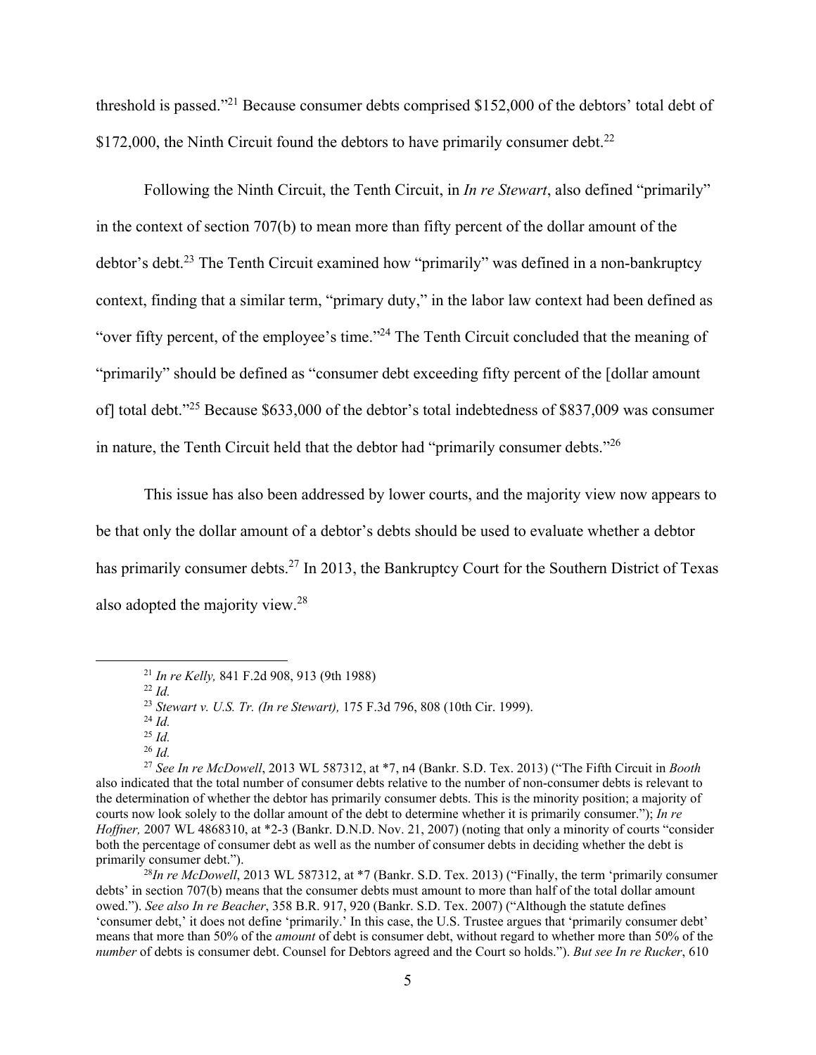threshold is passed."[21] Because consumer debts comprised $152,000 of the debtors' total debt of $172,000, the Ninth Circuit found the debtors to have primarily consumer debt.[22]

Following the Ninth Circuit, the Tenth Circuit, in *In re Stewart*, also defined "primarily" in the context of section 707(b) to mean more than fifty percent of the dollar amount of the debtor's debt.[23] The Tenth Circuit examined how "primarily" was defined in a non-bankruptcy context, finding that a similar term, "primary duty," in the labor law context had been defined as "over fifty percent, of the employee's time."[24] The Tenth Circuit concluded that the meaning of "primarily" should be defined as "consumer debt exceeding fifty percent of the [dollar amount of] total debt."[25] Because $633,000 of the debtor's total indebtedness of $837,009 was consumer in nature, the Tenth Circuit held that the debtor had "primarily consumer debts."[26]

This issue has also been addressed by lower courts, and the majority view now appears to be that only the dollar amount of a debtor's debts should be used to evaluate whether a debtor has primarily consumer debts.[27] In 2013, the Bankruptcy Court for the Southern District of Texas also adopted the majority view.[28]

---

[21] *In re Kelly,* 841 F.2d 908, 913 (9th 1988)

[22] *Id.*

[23] *Stewart v. U.S. Tr. (In re Stewart),* 175 F.3d 796, 808 (10th Cir. 1999).

[24] *Id.*

[25] *Id.*

[26] *Id.*

[27] *See In re McDowell*, 2013 WL 587312, at *7, n4 (Bankr. S.D. Tex. 2013) ("The Fifth Circuit in *Booth* also indicated that the total number of consumer debts relative to the number of non-consumer debts is relevant to the determination of whether the debtor has primarily consumer debts. This is the minority position; a majority of courts now look solely to the dollar amount of the debt to determine whether it is primarily consumer."); *In re Hoffner,* 2007 WL 4868310, at *2-3 (Bankr. D.N.D. Nov. 21, 2007) (noting that only a minority of courts "consider both the percentage of consumer debt as well as the number of consumer debts in deciding whether the debt is primarily consumer debt.").

[28] *In re McDowell*, 2013 WL 587312, at *7 (Bankr. S.D. Tex. 2013) ("Finally, the term 'primarily consumer debts' in section 707(b) means that the consumer debts must amount to more than half of the total dollar amount owed."). *See also In re Beacher*, 358 B.R. 917, 920 (Bankr. S.D. Tex. 2007) ("Although the statute defines 'consumer debt,' it does not define 'primarily.' In this case, the U.S. Trustee argues that 'primarily consumer debt' means that more than 50% of the *amount* of debt is consumer debt, without regard to whether more than 50% of the *number* of debts is consumer debt. Counsel for Debtors agreed and the Court so holds."). *But see In re Rucker*, 610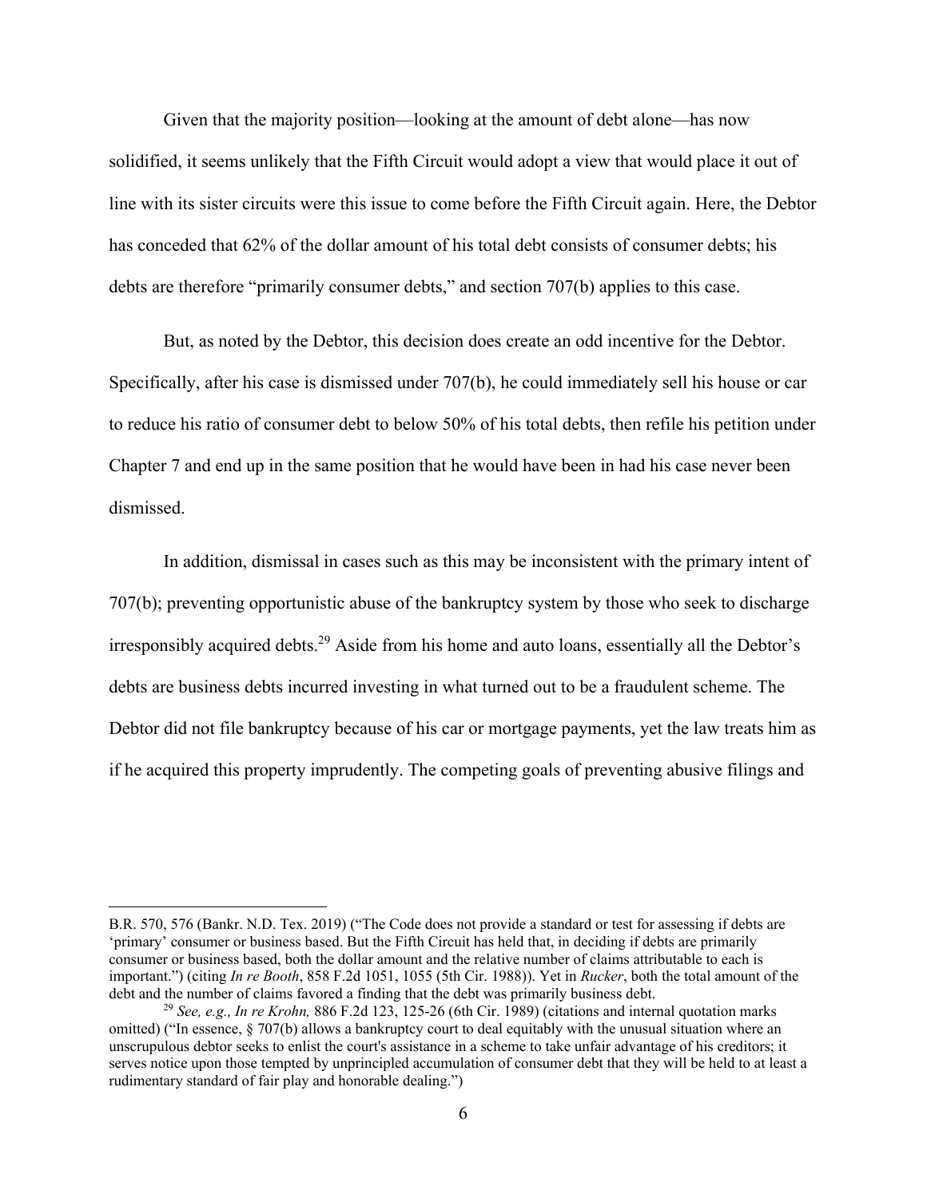Given that the majority position—looking at the amount of debt alone—has now solidified, it seems unlikely that the Fifth Circuit would adopt a view that would place it out of line with its sister circuits were this issue to come before the Fifth Circuit again. Here, the Debtor has conceded that 62% of the dollar amount of his total debt consists of consumer debts; his debts are therefore "primarily consumer debts," and section 707(b) applies to this case.

But, as noted by the Debtor, this decision does create an odd incentive for the Debtor. Specifically, after his case is dismissed under 707(b), he could immediately sell his house or car to reduce his ratio of consumer debt to below 50% of his total debts, then refile his petition under Chapter 7 and end up in the same position that he would have been in had his case never been dismissed.

In addition, dismissal in cases such as this may be inconsistent with the primary intent of 707(b); preventing opportunistic abuse of the bankruptcy system by those who seek to discharge irresponsibly acquired debts.[29] Aside from his home and auto loans, essentially all the Debtor's debts are business debts incurred investing in what turned out to be a fraudulent scheme. The Debtor did not file bankruptcy because of his car or mortgage payments, yet the law treats him as if he acquired this property imprudently. The competing goals of preventing abusive filings and

---

B.R. 570, 576 (Bankr. N.D. Tex. 2019) ("The Code does not provide a standard or test for assessing if debts are 'primary' consumer or business based. But the Fifth Circuit has held that, in deciding if debts are primarily consumer or business based, both the dollar amount and the relative number of claims attributable to each is important.") (citing *In re Booth*, 858 F.2d 1051, 1055 (5th Cir. 1988)). Yet in *Rucker*, both the total amount of the debt and the number of claims favored a finding that the debt was primarily business debt.

[29] *See, e.g., In re Krohn,* 886 F.2d 123, 125-26 (6th Cir. 1989) (citations and internal quotation marks omitted) ("In essence, § 707(b) allows a bankruptcy court to deal equitably with the unusual situation where an unscrupulous debtor seeks to enlist the court's assistance in a scheme to take unfair advantage of his creditors; it serves notice upon those tempted by unprincipled accumulation of consumer debt that they will be held to at least a rudimentary standard of fair play and honorable dealing.")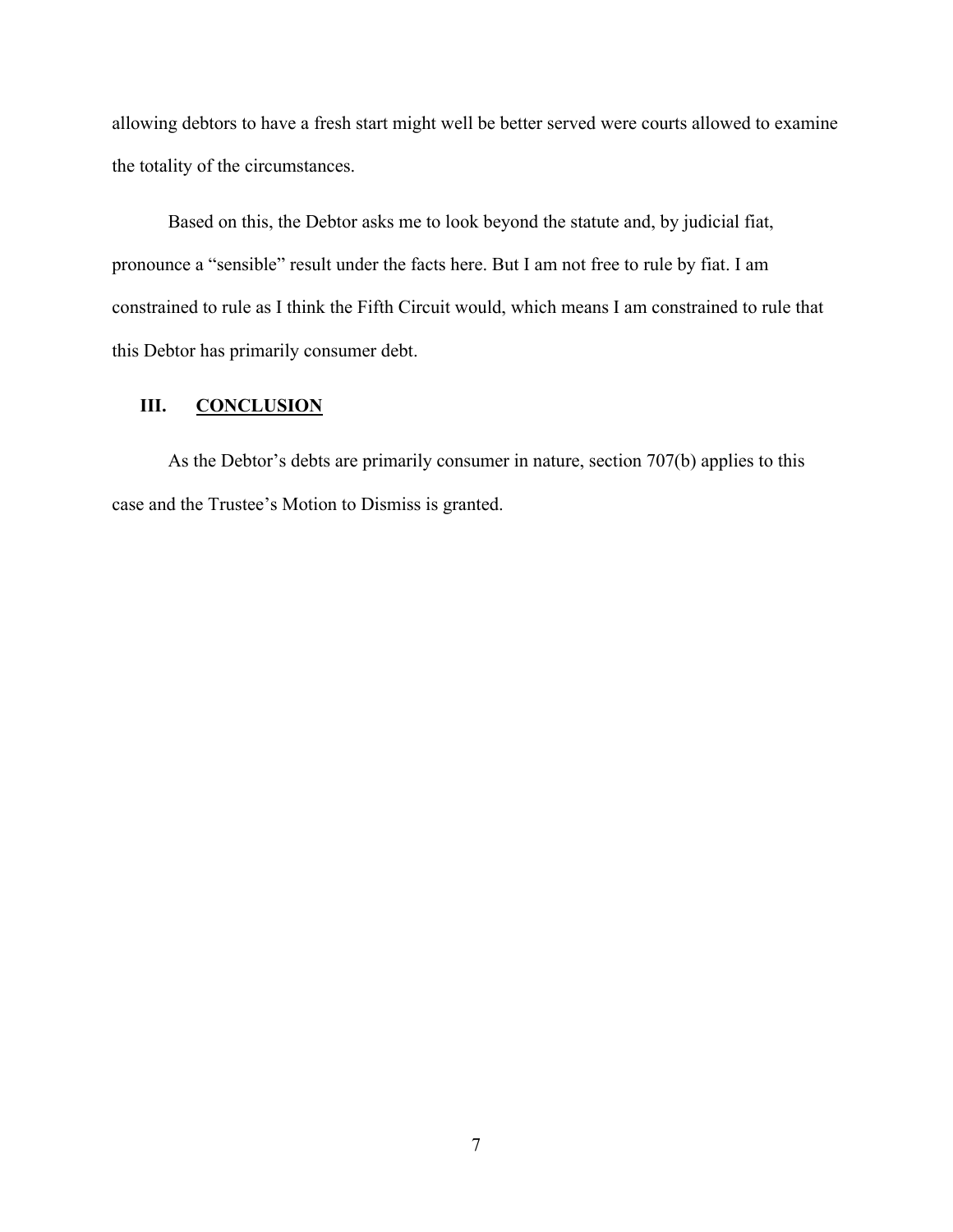allowing debtors to have a fresh start might well be better served were courts allowed to examine the totality of the circumstances.

Based on this, the Debtor asks me to look beyond the statute and, by judicial fiat, pronounce a "sensible" result under the facts here. But I am not free to rule by fiat. I am constrained to rule as I think the Fifth Circuit would, which means I am constrained to rule that this Debtor has primarily consumer debt.

## III. CONCLUSION

As the Debtor's debts are primarily consumer in nature, section 707(b) applies to this case and the Trustee's Motion to Dismiss is granted.